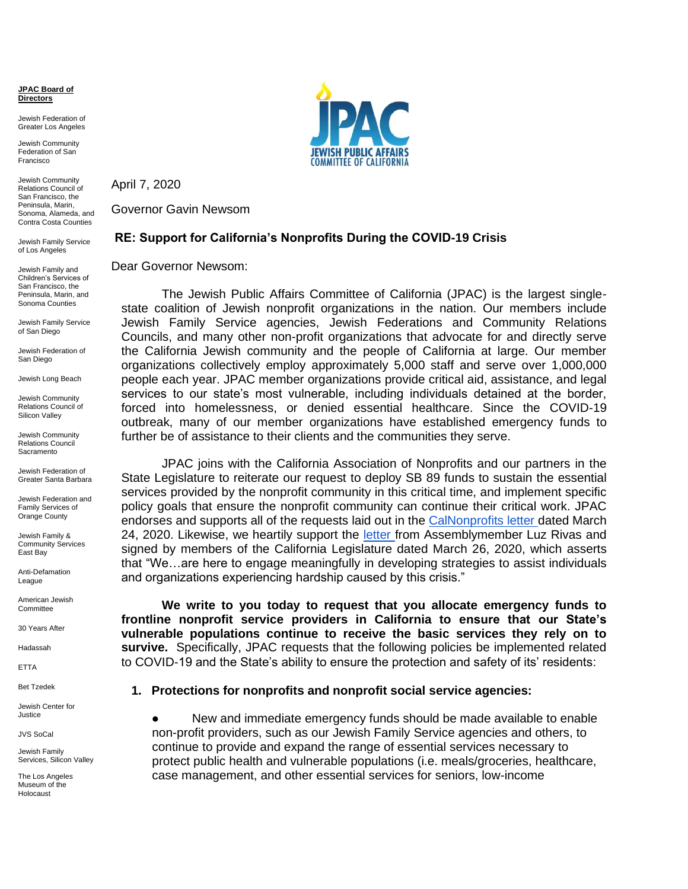**JPAC Board of Directors**

Jewish Federation of Greater Los Angeles

Jewish Community Federation of San Francisco

Jewish Community Relations Council of San Francisco, the Peninsula, Marin, Sonoma, Alameda, and Contra Costa Counties

Jewish Family Service of Los Angeles

Jewish Family and Children's Services of San Francisco, the Peninsula, Marin, and Sonoma Counties

Jewish Family Service of San Diego

Jewish Federation of San Diego

Jewish Long Beach

Jewish Community Relations Council of Silicon Valley

Jewish Community Relations Council Sacramento

Jewish Federation of Greater Santa Barbara

Jewish Federation and Family Services of Orange County

Jewish Family & Community Services East Bay

Anti-Defamation League

American Jewish Committee

30 Years After

Hadassah

ETTA

Bet Tzedek

Jewish Center for Justice

JVS SoCal

Jewish Family Services, Silicon Valley

The Los Angeles Museum of the Holocaust

JPAC
JEWISH PUBLIC AFFAIRS COMMITTEE OF CALIFORNIA

April 7, 2020

Governor Gavin Newsom

**RE: Support for California's Nonprofits During the COVID-19 Crisis**

Dear Governor Newsom:

The Jewish Public Affairs Committee of California (JPAC) is the largest single-state coalition of Jewish nonprofit organizations in the nation. Our members include Jewish Family Service agencies, Jewish Federations and Community Relations Councils, and many other non-profit organizations that advocate for and directly serve the California Jewish community and the people of California at large. Our member organizations collectively employ approximately 5,000 staff and serve over 1,000,000 people each year. JPAC member organizations provide critical aid, assistance, and legal services to our state's most vulnerable, including individuals detained at the border, forced into homelessness, or denied essential healthcare. Since the COVID-19 outbreak, many of our member organizations have established emergency funds to further be of assistance to their clients and the communities they serve.

JPAC joins with the California Association of Nonprofits and our partners in the State Legislature to reiterate our request to deploy SB 89 funds to sustain the essential services provided by the nonprofit community in this critical time, and implement specific policy goals that ensure the nonprofit community can continue their critical work. JPAC endorses and supports all of the requests laid out in the CalNonprofits letter dated March 24, 2020. Likewise, we heartily support the letter from Assemblymember Luz Rivas and signed by members of the California Legislature dated March 26, 2020, which asserts that "We…are here to engage meaningfully in developing strategies to assist individuals and organizations experiencing hardship caused by this crisis."

**We write to you today to request that you allocate emergency funds to frontline nonprofit service providers in California to ensure that our State's vulnerable populations continue to receive the basic services they rely on to survive.** Specifically, JPAC requests that the following policies be implemented related to COVID-19 and the State's ability to ensure the protection and safety of its' residents:

1. **Protections for nonprofits and nonprofit social service agencies:**

   - New and immediate emergency funds should be made available to enable non-profit providers, such as our Jewish Family Service agencies and others, to continue to provide and expand the range of essential services necessary to protect public health and vulnerable populations (i.e. meals/groceries, healthcare, case management, and other essential services for seniors, low-income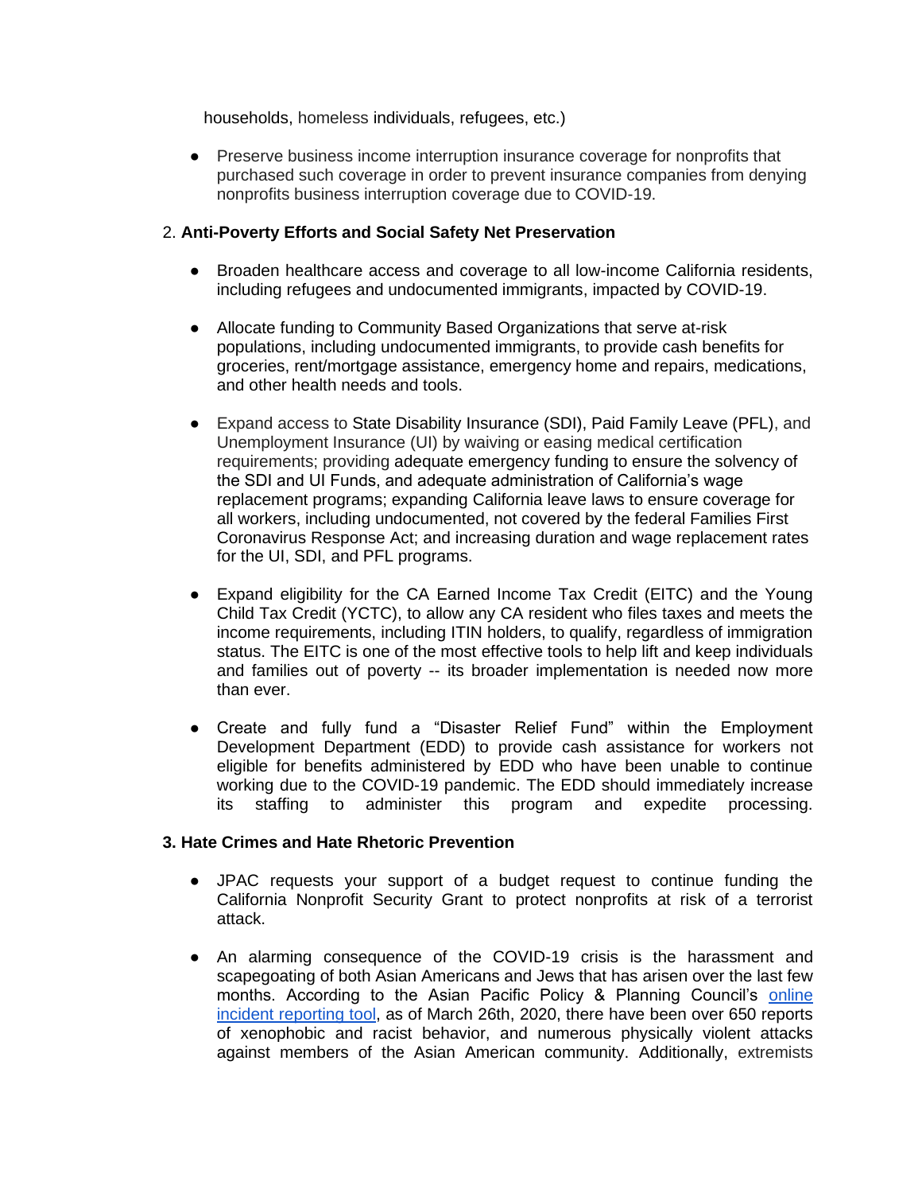households, homeless individuals, refugees, etc.)

- Preserve business income interruption insurance coverage for nonprofits that purchased such coverage in order to prevent insurance companies from denying nonprofits business interruption coverage due to COVID-19.

2. **Anti-Poverty Efforts and Social Safety Net Preservation**

- Broaden healthcare access and coverage to all low-income California residents, including refugees and undocumented immigrants, impacted by COVID-19.

- Allocate funding to Community Based Organizations that serve at-risk populations, including undocumented immigrants, to provide cash benefits for groceries, rent/mortgage assistance, emergency home and repairs, medications, and other health needs and tools.

- Expand access to State Disability Insurance (SDI), Paid Family Leave (PFL), and Unemployment Insurance (UI) by waiving or easing medical certification requirements; providing adequate emergency funding to ensure the solvency of the SDI and UI Funds, and adequate administration of California's wage replacement programs; expanding California leave laws to ensure coverage for all workers, including undocumented, not covered by the federal Families First Coronavirus Response Act; and increasing duration and wage replacement rates for the UI, SDI, and PFL programs.

- Expand eligibility for the CA Earned Income Tax Credit (EITC) and the Young Child Tax Credit (YCTC), to allow any CA resident who files taxes and meets the income requirements, including ITIN holders, to qualify, regardless of immigration status. The EITC is one of the most effective tools to help lift and keep individuals and families out of poverty -- its broader implementation is needed now more than ever.

- Create and fully fund a "Disaster Relief Fund" within the Employment Development Department (EDD) to provide cash assistance for workers not eligible for benefits administered by EDD who have been unable to continue working due to the COVID-19 pandemic. The EDD should immediately increase its staffing to administer this program and expedite processing.

**3. Hate Crimes and Hate Rhetoric Prevention**

- JPAC requests your support of a budget request to continue funding the California Nonprofit Security Grant to protect nonprofits at risk of a terrorist attack.

- An alarming consequence of the COVID-19 crisis is the harassment and scapegoating of both Asian Americans and Jews that has arisen over the last few months. According to the Asian Pacific Policy & Planning Council's [online incident reporting tool], as of March 26th, 2020, there have been over 650 reports of xenophobic and racist behavior, and numerous physically violent attacks against members of the Asian American community. Additionally, extremists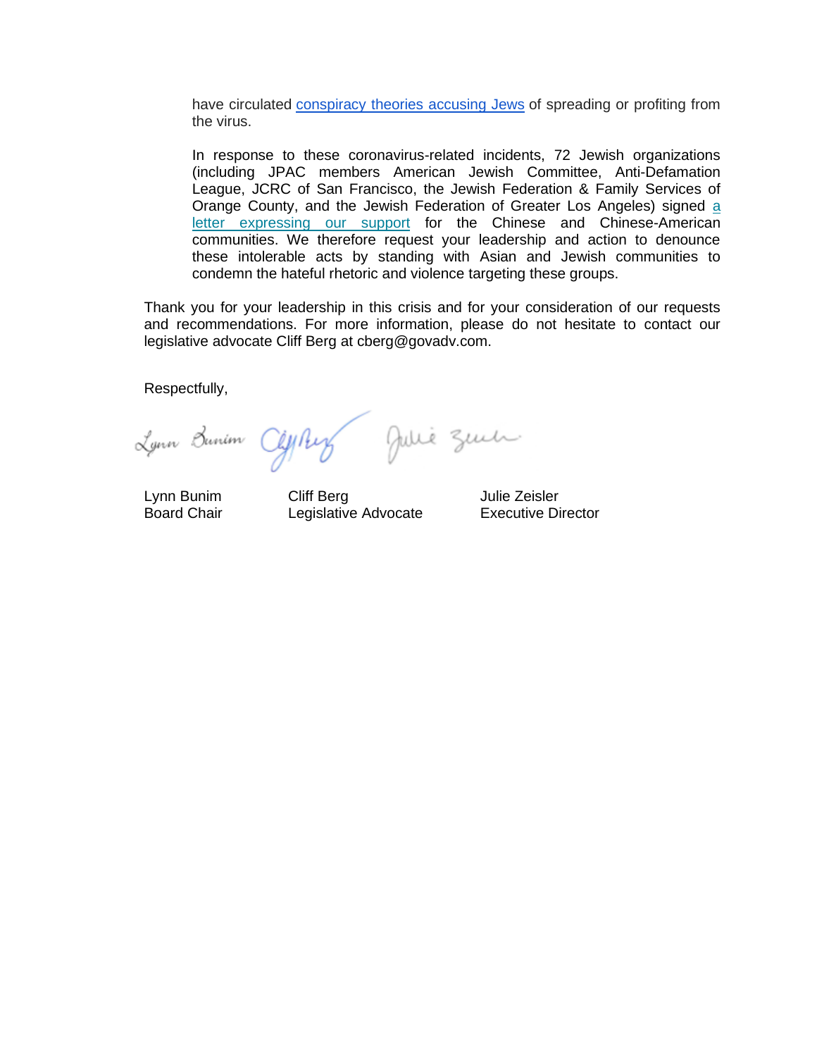have circulated [conspiracy theories accusing Jews] of spreading or profiting from the virus.

In response to these coronavirus-related incidents, 72 Jewish organizations (including JPAC members American Jewish Committee, Anti-Defamation League, JCRC of San Francisco, the Jewish Federation & Family Services of Orange County, and the Jewish Federation of Greater Los Angeles) signed [a letter expressing our support] for the Chinese and Chinese-American communities. We therefore request your leadership and action to denounce these intolerable acts by standing with Asian and Jewish communities to condemn the hateful rhetoric and violence targeting these groups.

Thank you for your leadership in this crisis and for your consideration of our requests and recommendations. For more information, please do not hesitate to contact our legislative advocate Cliff Berg at cberg@govadv.com.

Respectfully,

| | | |
|---|---|---|
| Lynn Bunim | Cliff Berg | Julie Zeisler |
| Board Chair | Legislative Advocate | Executive Director |